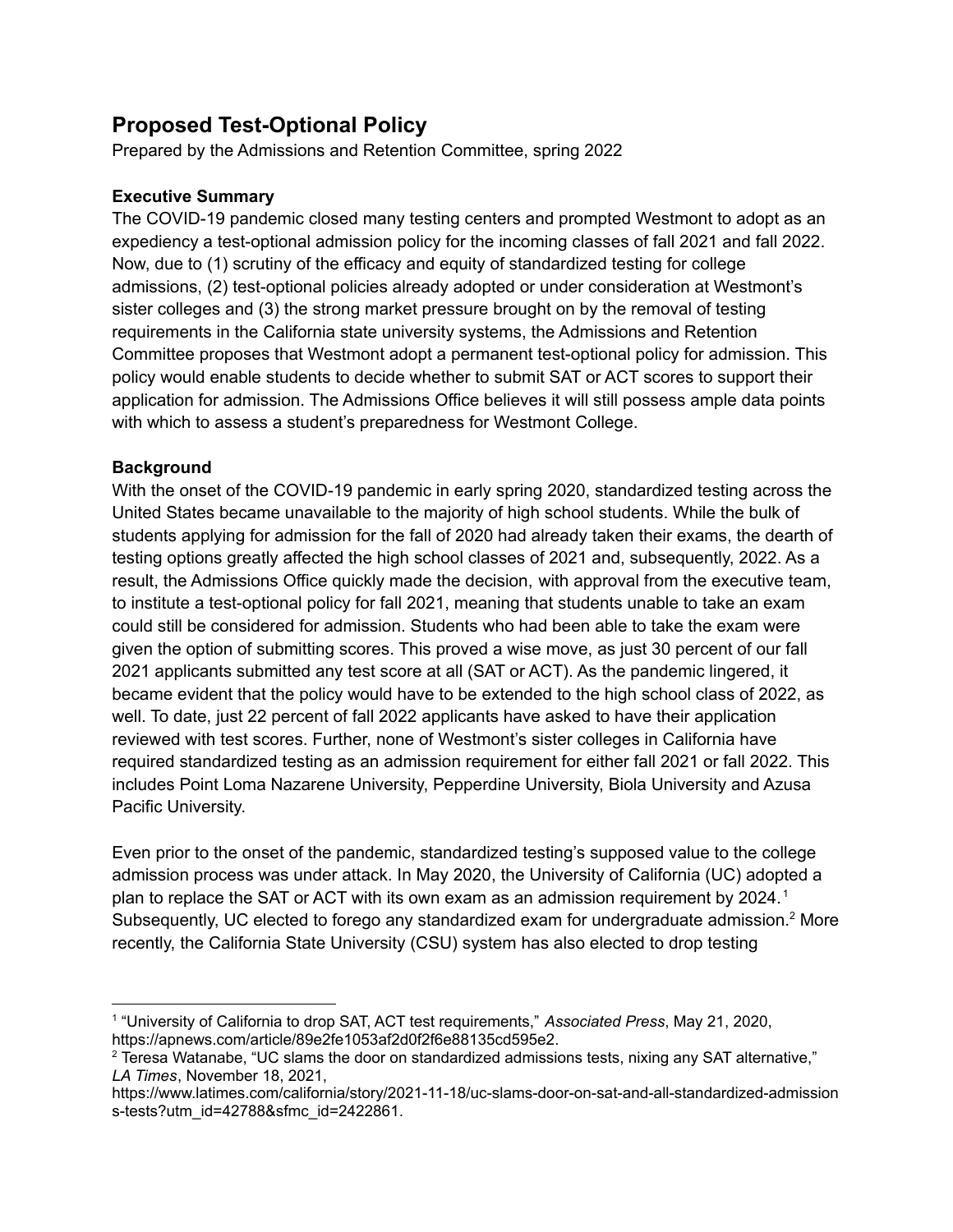# Proposed Test-Optional Policy

Prepared by the Admissions and Retention Committee, spring 2022

**Executive Summary**

The COVID-19 pandemic closed many testing centers and prompted Westmont to adopt as an expediency a test-optional admission policy for the incoming classes of fall 2021 and fall 2022. Now, due to (1) scrutiny of the efficacy and equity of standardized testing for college admissions, (2) test-optional policies already adopted or under consideration at Westmont's sister colleges and (3) the strong market pressure brought on by the removal of testing requirements in the California state university systems, the Admissions and Retention Committee proposes that Westmont adopt a permanent test-optional policy for admission. This policy would enable students to decide whether to submit SAT or ACT scores to support their application for admission. The Admissions Office believes it will still possess ample data points with which to assess a student's preparedness for Westmont College.

**Background**

With the onset of the COVID-19 pandemic in early spring 2020, standardized testing across the United States became unavailable to the majority of high school students. While the bulk of students applying for admission for the fall of 2020 had already taken their exams, the dearth of testing options greatly affected the high school classes of 2021 and, subsequently, 2022. As a result, the Admissions Office quickly made the decision, with approval from the executive team, to institute a test-optional policy for fall 2021, meaning that students unable to take an exam could still be considered for admission. Students who had been able to take the exam were given the option of submitting scores. This proved a wise move, as just 30 percent of our fall 2021 applicants submitted any test score at all (SAT or ACT). As the pandemic lingered, it became evident that the policy would have to be extended to the high school class of 2022, as well. To date, just 22 percent of fall 2022 applicants have asked to have their application reviewed with test scores. Further, none of Westmont's sister colleges in California have required standardized testing as an admission requirement for either fall 2021 or fall 2022. This includes Point Loma Nazarene University, Pepperdine University, Biola University and Azusa Pacific University.

Even prior to the onset of the pandemic, standardized testing's supposed value to the college admission process was under attack. In May 2020, the University of California (UC) adopted a plan to replace the SAT or ACT with its own exam as an admission requirement by 2024.[1] Subsequently, UC elected to forego any standardized exam for undergraduate admission.[2] More recently, the California State University (CSU) system has also elected to drop testing

---

[1] "University of California to drop SAT, ACT test requirements," *Associated Press*, May 21, 2020, https://apnews.com/article/89e2fe1053af2d0f2f6e88135cd595e2.

[2] Teresa Watanabe, "UC slams the door on standardized admissions tests, nixing any SAT alternative," *LA Times*, November 18, 2021, https://www.latimes.com/california/story/2021-11-18/uc-slams-door-on-sat-and-all-standardized-admissions-tests?utm_id=42788&sfmc_id=2422861.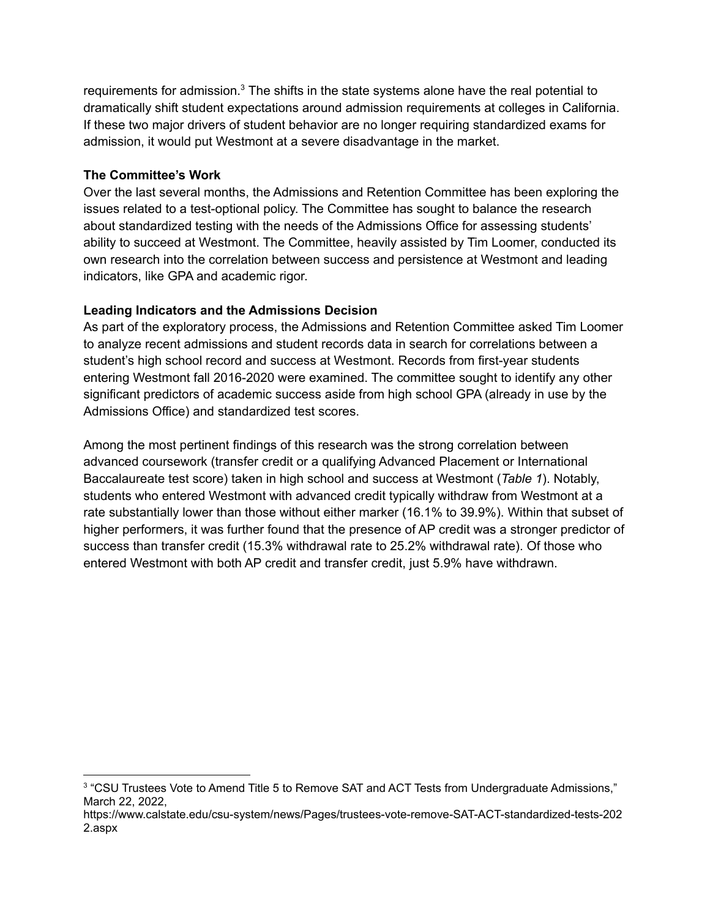requirements for admission.[3] The shifts in the state systems alone have the real potential to dramatically shift student expectations around admission requirements at colleges in California. If these two major drivers of student behavior are no longer requiring standardized exams for admission, it would put Westmont at a severe disadvantage in the market.

**The Committee's Work**

Over the last several months, the Admissions and Retention Committee has been exploring the issues related to a test-optional policy. The Committee has sought to balance the research about standardized testing with the needs of the Admissions Office for assessing students' ability to succeed at Westmont. The Committee, heavily assisted by Tim Loomer, conducted its own research into the correlation between success and persistence at Westmont and leading indicators, like GPA and academic rigor.

**Leading Indicators and the Admissions Decision**

As part of the exploratory process, the Admissions and Retention Committee asked Tim Loomer to analyze recent admissions and student records data in search for correlations between a student's high school record and success at Westmont. Records from first-year students entering Westmont fall 2016-2020 were examined. The committee sought to identify any other significant predictors of academic success aside from high school GPA (already in use by the Admissions Office) and standardized test scores.

Among the most pertinent findings of this research was the strong correlation between advanced coursework (transfer credit or a qualifying Advanced Placement or International Baccalaureate test score) taken in high school and success at Westmont (*Table 1*). Notably, students who entered Westmont with advanced credit typically withdraw from Westmont at a rate substantially lower than those without either marker (16.1% to 39.9%). Within that subset of higher performers, it was further found that the presence of AP credit was a stronger predictor of success than transfer credit (15.3% withdrawal rate to 25.2% withdrawal rate). Of those who entered Westmont with both AP credit and transfer credit, just 5.9% have withdrawn.

[3] "CSU Trustees Vote to Amend Title 5 to Remove SAT and ACT Tests from Undergraduate Admissions," March 22, 2022, https://www.calstate.edu/csu-system/news/Pages/trustees-vote-remove-SAT-ACT-standardized-tests-2022.aspx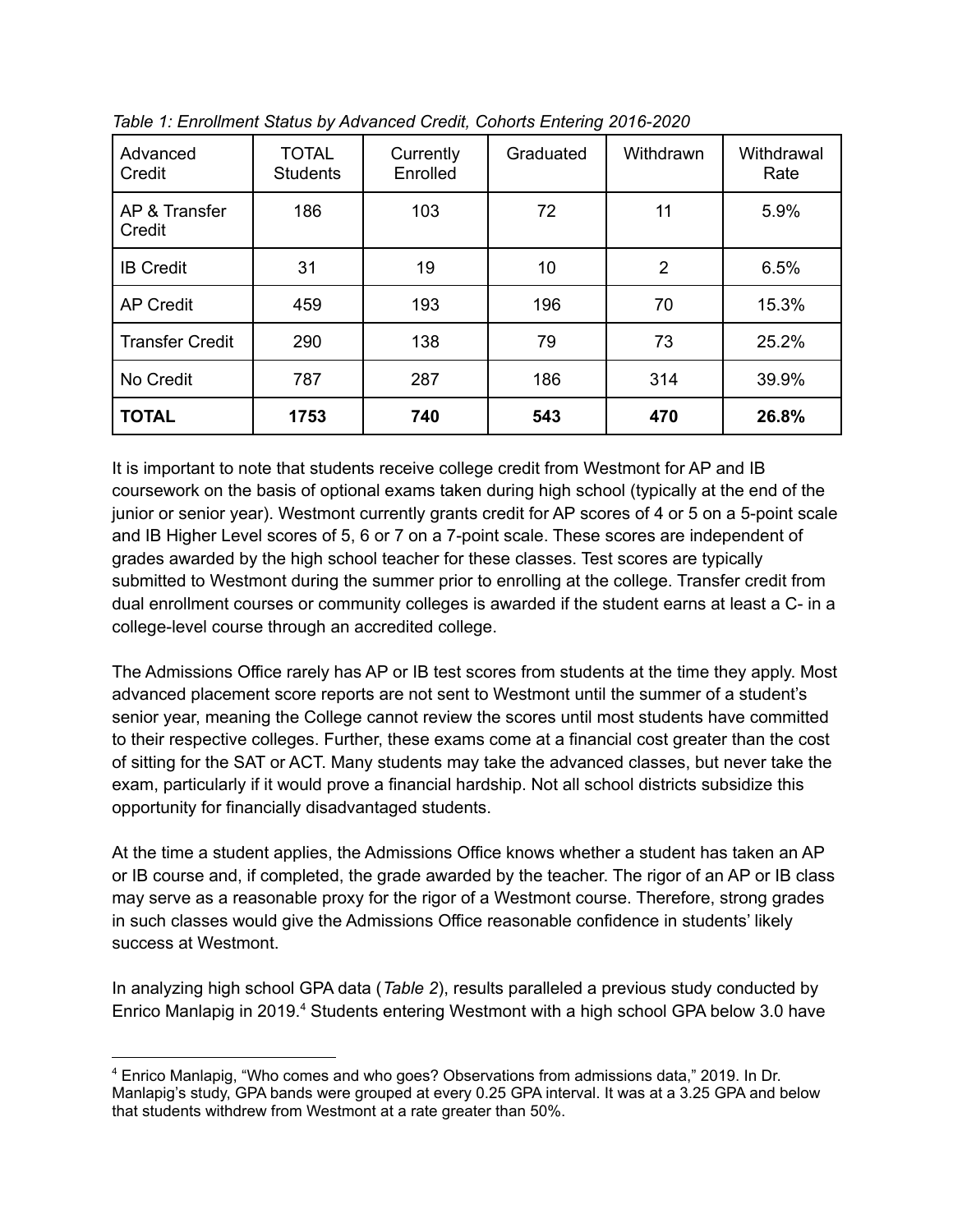*Table 1: Enrollment Status by Advanced Credit, Cohorts Entering 2016-2020*

| Advanced Credit | TOTAL Students | Currently Enrolled | Graduated | Withdrawn | Withdrawal Rate |
|---|---|---|---|---|---|
| AP & Transfer Credit | 186 | 103 | 72 | 11 | 5.9% |
| IB Credit | 31 | 19 | 10 | 2 | 6.5% |
| AP Credit | 459 | 193 | 196 | 70 | 15.3% |
| Transfer Credit | 290 | 138 | 79 | 73 | 25.2% |
| No Credit | 787 | 287 | 186 | 314 | 39.9% |
| **TOTAL** | **1753** | **740** | **543** | **470** | **26.8%** |

It is important to note that students receive college credit from Westmont for AP and IB coursework on the basis of optional exams taken during high school (typically at the end of the junior or senior year). Westmont currently grants credit for AP scores of 4 or 5 on a 5-point scale and IB Higher Level scores of 5, 6 or 7 on a 7-point scale. These scores are independent of grades awarded by the high school teacher for these classes. Test scores are typically submitted to Westmont during the summer prior to enrolling at the college. Transfer credit from dual enrollment courses or community colleges is awarded if the student earns at least a C- in a college-level course through an accredited college.

The Admissions Office rarely has AP or IB test scores from students at the time they apply. Most advanced placement score reports are not sent to Westmont until the summer of a student's senior year, meaning the College cannot review the scores until most students have committed to their respective colleges. Further, these exams come at a financial cost greater than the cost of sitting for the SAT or ACT. Many students may take the advanced classes, but never take the exam, particularly if it would prove a financial hardship. Not all school districts subsidize this opportunity for financially disadvantaged students.

At the time a student applies, the Admissions Office knows whether a student has taken an AP or IB course and, if completed, the grade awarded by the teacher. The rigor of an AP or IB class may serve as a reasonable proxy for the rigor of a Westmont course. Therefore, strong grades in such classes would give the Admissions Office reasonable confidence in students' likely success at Westmont.

In analyzing high school GPA data (*Table 2*), results paralleled a previous study conducted by Enrico Manlapig in 2019.[4] Students entering Westmont with a high school GPA below 3.0 have

[4] Enrico Manlapig, "Who comes and who goes? Observations from admissions data," 2019. In Dr. Manlapig's study, GPA bands were grouped at every 0.25 GPA interval. It was at a 3.25 GPA and below that students withdrew from Westmont at a rate greater than 50%.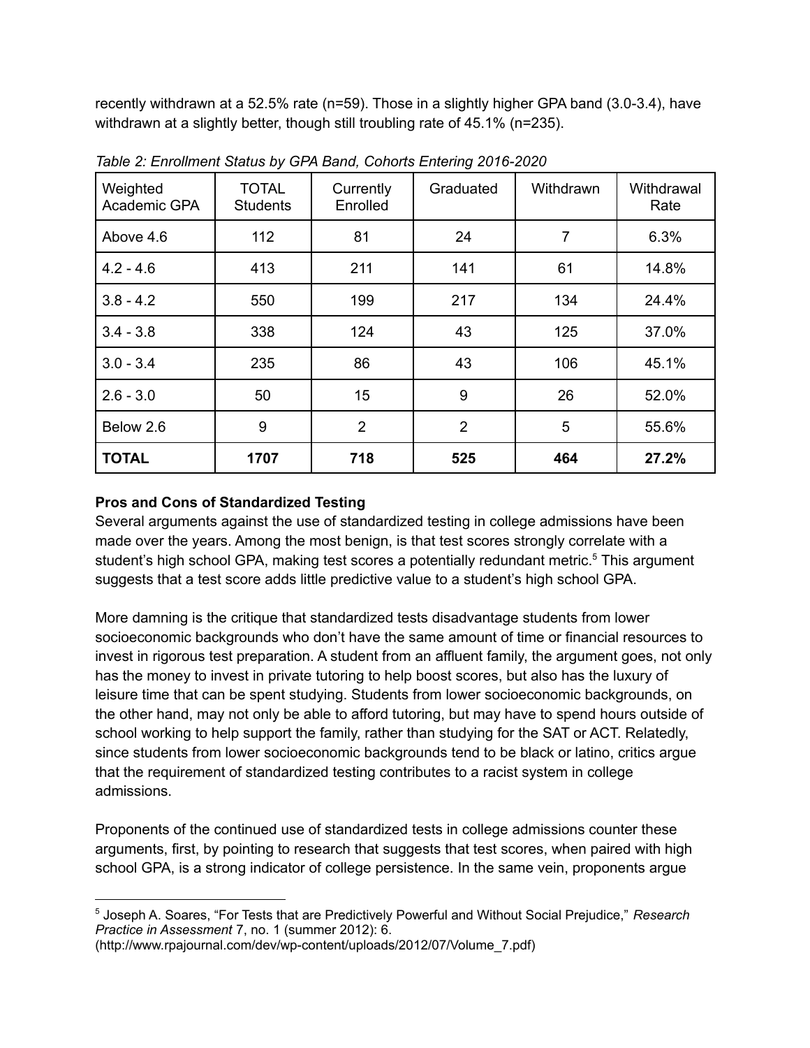recently withdrawn at a 52.5% rate (n=59). Those in a slightly higher GPA band (3.0-3.4), have withdrawn at a slightly better, though still troubling rate of 45.1% (n=235).

*Table 2: Enrollment Status by GPA Band, Cohorts Entering 2016-2020*

| Weighted Academic GPA | TOTAL Students | Currently Enrolled | Graduated | Withdrawn | Withdrawal Rate |
|---|---|---|---|---|---|
| Above 4.6 | 112 | 81 | 24 | 7 | 6.3% |
| 4.2 - 4.6 | 413 | 211 | 141 | 61 | 14.8% |
| 3.8 - 4.2 | 550 | 199 | 217 | 134 | 24.4% |
| 3.4 - 3.8 | 338 | 124 | 43 | 125 | 37.0% |
| 3.0 - 3.4 | 235 | 86 | 43 | 106 | 45.1% |
| 2.6 - 3.0 | 50 | 15 | 9 | 26 | 52.0% |
| Below 2.6 | 9 | 2 | 2 | 5 | 55.6% |
| **TOTAL** | **1707** | **718** | **525** | **464** | **27.2%** |

**Pros and Cons of Standardized Testing**

Several arguments against the use of standardized testing in college admissions have been made over the years. Among the most benign, is that test scores strongly correlate with a student's high school GPA, making test scores a potentially redundant metric.[5] This argument suggests that a test score adds little predictive value to a student's high school GPA.

More damning is the critique that standardized tests disadvantage students from lower socioeconomic backgrounds who don't have the same amount of time or financial resources to invest in rigorous test preparation. A student from an affluent family, the argument goes, not only has the money to invest in private tutoring to help boost scores, but also has the luxury of leisure time that can be spent studying. Students from lower socioeconomic backgrounds, on the other hand, may not only be able to afford tutoring, but may have to spend hours outside of school working to help support the family, rather than studying for the SAT or ACT. Relatedly, since students from lower socioeconomic backgrounds tend to be black or latino, critics argue that the requirement of standardized testing contributes to a racist system in college admissions.

Proponents of the continued use of standardized tests in college admissions counter these arguments, first, by pointing to research that suggests that test scores, when paired with high school GPA, is a strong indicator of college persistence. In the same vein, proponents argue

[5] Joseph A. Soares, "For Tests that are Predictively Powerful and Without Social Prejudice," *Research Practice in Assessment* 7, no. 1 (summer 2012): 6. (http://www.rpajournal.com/dev/wp-content/uploads/2012/07/Volume_7.pdf)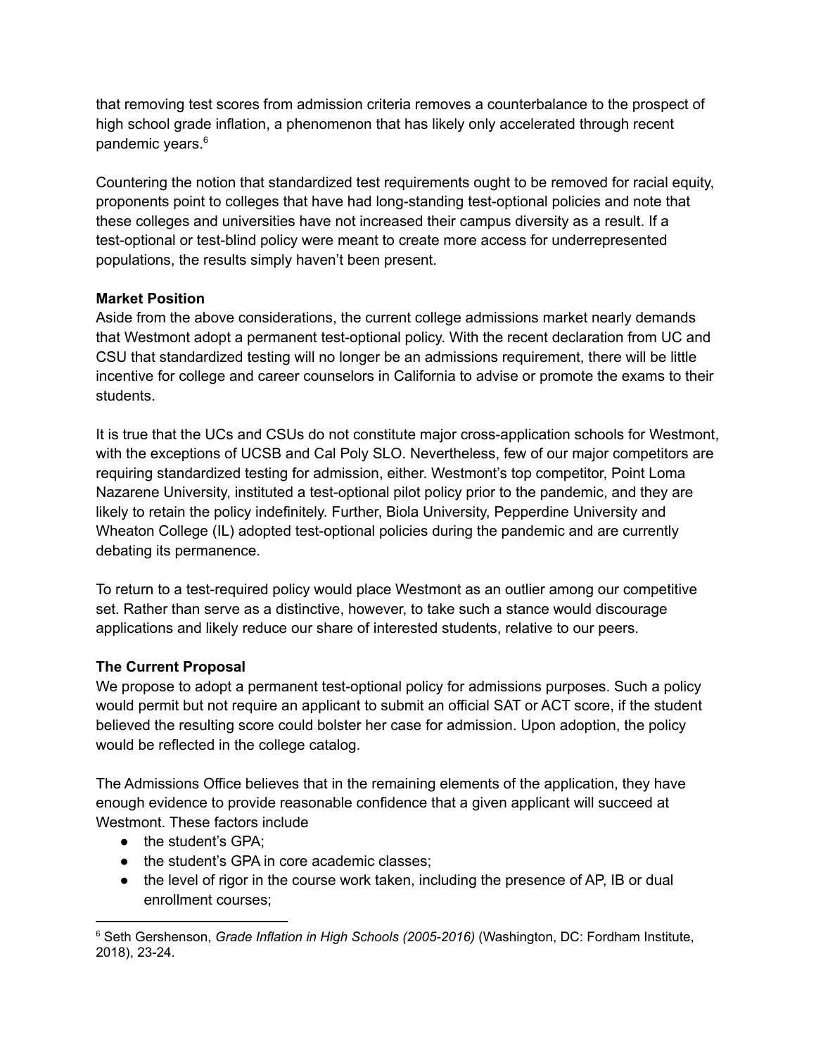that removing test scores from admission criteria removes a counterbalance to the prospect of high school grade inflation, a phenomenon that has likely only accelerated through recent pandemic years.[6]

Countering the notion that standardized test requirements ought to be removed for racial equity, proponents point to colleges that have had long-standing test-optional policies and note that these colleges and universities have not increased their campus diversity as a result. If a test-optional or test-blind policy were meant to create more access for underrepresented populations, the results simply haven't been present.

**Market Position**

Aside from the above considerations, the current college admissions market nearly demands that Westmont adopt a permanent test-optional policy. With the recent declaration from UC and CSU that standardized testing will no longer be an admissions requirement, there will be little incentive for college and career counselors in California to advise or promote the exams to their students.

It is true that the UCs and CSUs do not constitute major cross-application schools for Westmont, with the exceptions of UCSB and Cal Poly SLO. Nevertheless, few of our major competitors are requiring standardized testing for admission, either. Westmont's top competitor, Point Loma Nazarene University, instituted a test-optional pilot policy prior to the pandemic, and they are likely to retain the policy indefinitely. Further, Biola University, Pepperdine University and Wheaton College (IL) adopted test-optional policies during the pandemic and are currently debating its permanence.

To return to a test-required policy would place Westmont as an outlier among our competitive set. Rather than serve as a distinctive, however, to take such a stance would discourage applications and likely reduce our share of interested students, relative to our peers.

**The Current Proposal**

We propose to adopt a permanent test-optional policy for admissions purposes. Such a policy would permit but not require an applicant to submit an official SAT or ACT score, if the student believed the resulting score could bolster her case for admission. Upon adoption, the policy would be reflected in the college catalog.

The Admissions Office believes that in the remaining elements of the application, they have enough evidence to provide reasonable confidence that a given applicant will succeed at Westmont. These factors include

- the student's GPA;
- the student's GPA in core academic classes;
- the level of rigor in the course work taken, including the presence of AP, IB or dual enrollment courses;

[6] Seth Gershenson, *Grade Inflation in High Schools (2005-2016)* (Washington, DC: Fordham Institute, 2018), 23-24.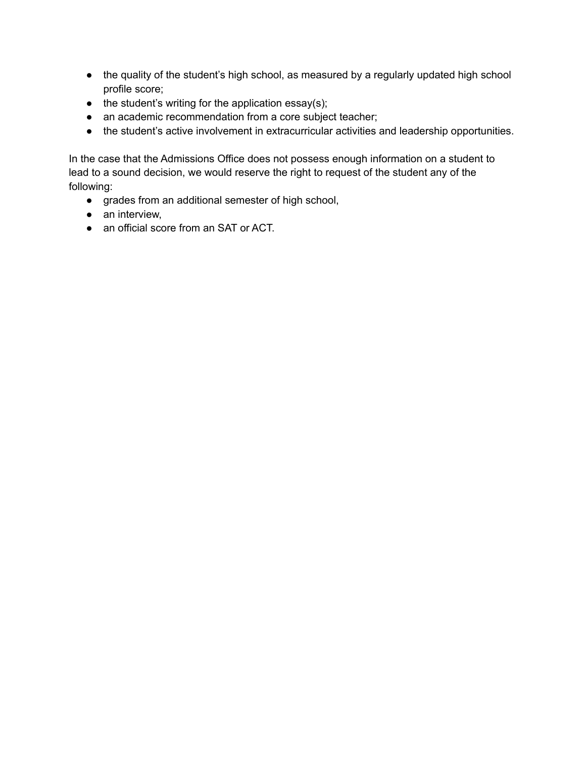- the quality of the student's high school, as measured by a regularly updated high school profile score;
- the student's writing for the application essay(s);
- an academic recommendation from a core subject teacher;
- the student's active involvement in extracurricular activities and leadership opportunities.

In the case that the Admissions Office does not possess enough information on a student to lead to a sound decision, we would reserve the right to request of the student any of the following:

- grades from an additional semester of high school,
- an interview,
- an official score from an SAT or ACT.